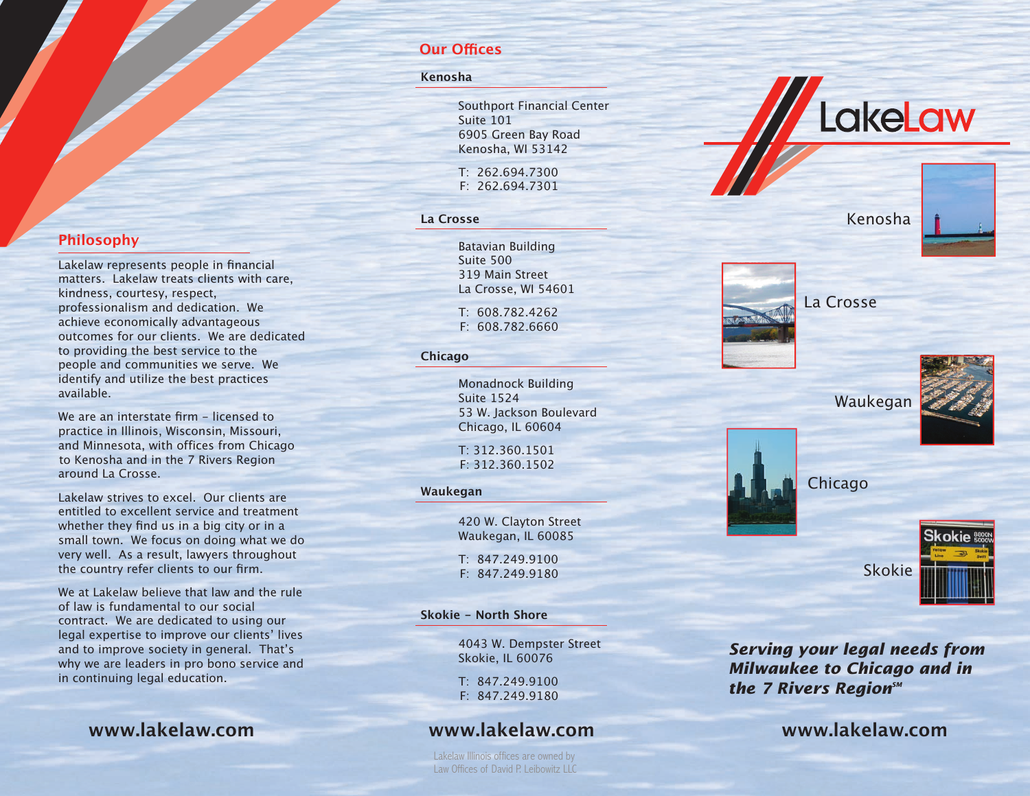## Philosophy

Lakelaw represents people in financial matters. Lakelaw treats clients with care, kindness, courtesy, respect, professionalism and dedication. We achieve economically advantageous outcomes for our clients. We are dedicated to providing the best service to the people and communities we serve. We identify and utilize the best practices available.

We are an interstate firm – licensed to practice in Illinois, Wisconsin, Missouri, and Minnesota, with offices from Chicago to Kenosha and in the 7 Rivers Region around La Crosse.

Lakelaw strives to excel. Our clients are entitled to excellent service and treatment whether they find us in a big city or in a small town. We focus on doing what we do very well. As a result, lawyers throughout the country refer clients to our firm.

We at Lakelaw believe that law and the rule of law is fundamental to our social contract. We are dedicated to using our legal expertise to improve our clients' lives and to improve society in general. That's why we are leaders in pro bono service and in continuing legal education.

**www.lakelaw.com**

## Our Offices

### Kenosha

Southport Financial Center
Suite 101
6905 Green Bay Road
Kenosha, WI 53142

T: 262.694.7300
F: 262.694.7301

### La Crosse

Batavian Building
Suite 500
319 Main Street
La Crosse, WI 54601

T: 608.782.4262
F: 608.782.6660

### Chicago

Monadnock Building
Suite 1524
53 W. Jackson Boulevard
Chicago, IL 60604

T: 312.360.1501
F: 312.360.1502

### Waukegan

420 W. Clayton Street
Waukegan, IL 60085

T: 847.249.9100
F: 847.249.9180

### Skokie – North Shore

4043 W. Dempster Street
Skokie, IL 60076

T: 847.249.9100
F: 847.249.9180

**www.lakelaw.com**

Lakelaw Illinois offices are owned by Law Offices of David P. Leibowitz LLC

# LakeLaw

Kenosha

La Crosse

Waukegan

Chicago

Skokie

***Serving your legal needs from Milwaukee to Chicago and in the 7 Rivers Region℠***

**www.lakelaw.com**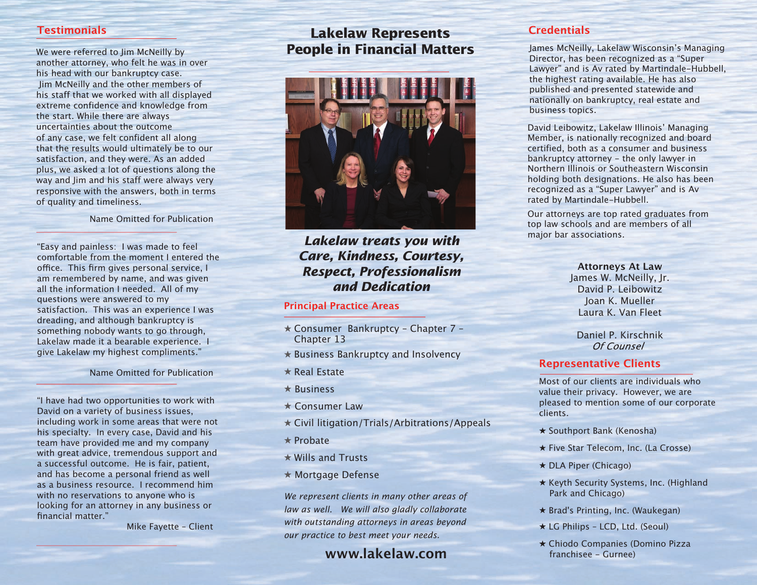## Testimonials

We were referred to Jim McNeilly by another attorney, who felt he was in over his head with our bankruptcy case. Jim McNeilly and the other members of his staff that we worked with all displayed extreme confidence and knowledge from the start. While there are always uncertainties about the outcome of any case, we felt confident all along that the results would ultimately be to our satisfaction, and they were. As an added plus, we asked a lot of questions along the way and Jim and his staff were always very responsive with the answers, both in terms of quality and timeliness.

Name Omitted for Publication

"Easy and painless: I was made to feel comfortable from the moment I entered the office. This firm gives personal service, I am remembered by name, and was given all the information I needed. All of my questions were answered to my satisfaction. This was an experience I was dreading, and although bankruptcy is something nobody wants to go through, Lakelaw made it a bearable experience. I give Lakelaw my highest compliments."

Name Omitted for Publication

"I have had two opportunities to work with David on a variety of business issues, including work in some areas that were not his specialty. In every case, David and his team have provided me and my company with great advice, tremendous support and a successful outcome. He is fair, patient, and has become a personal friend as well as a business resource. I recommend him with no reservations to anyone who is looking for an attorney in any business or financial matter."

Mike Fayette - Client

# Lakelaw Represents People in Financial Matters

***Lakelaw treats you with Care, Kindness, Courtesy, Respect, Professionalism and Dedication***

## Principal Practice Areas

- ★ Consumer Bankruptcy - Chapter 7 - Chapter 13
- ★ Business Bankruptcy and Insolvency
- ★ Real Estate
- ★ Business
- ★ Consumer Law
- ★ Civil litigation/Trials/Arbitrations/Appeals
- ★ Probate
- ★ Wills and Trusts
- ★ Mortgage Defense

*We represent clients in many other areas of law as well. We will also gladly collaborate with outstanding attorneys in areas beyond our practice to best meet your needs.*

**www.lakelaw.com**

## Credentials

James McNeilly, Lakelaw Wisconsin's Managing Director, has been recognized as a "Super Lawyer" and is Av rated by Martindale-Hubbell, the highest rating available. He has also published and presented statewide and nationally on bankruptcy, real estate and business topics.

David Leibowitz, Lakelaw Illinois' Managing Member, is nationally recognized and board certified, both as a consumer and business bankruptcy attorney - the only lawyer in Northern Illinois or Southeastern Wisconsin holding both designations. He also has been recognized as a "Super Lawyer" and is Av rated by Martindale-Hubbell.

Our attorneys are top rated graduates from top law schools and are members of all major bar associations.

**Attorneys At Law**
James W. McNeilly, Jr.
David P. Leibowitz
Joan K. Mueller
Laura K. Van Fleet

Daniel P. Kirschnik
*Of Counsel*

## Representative Clients

Most of our clients are individuals who value their privacy. However, we are pleased to mention some of our corporate clients.

- ★ Southport Bank (Kenosha)
- ★ Five Star Telecom, Inc. (La Crosse)
- ★ DLA Piper (Chicago)
- ★ Keyth Security Systems, Inc. (Highland Park and Chicago)
- ★ Brad's Printing, Inc. (Waukegan)
- ★ LG Philips - LCD, Ltd. (Seoul)
- ★ Chiodo Companies (Domino Pizza franchisee - Gurnee)